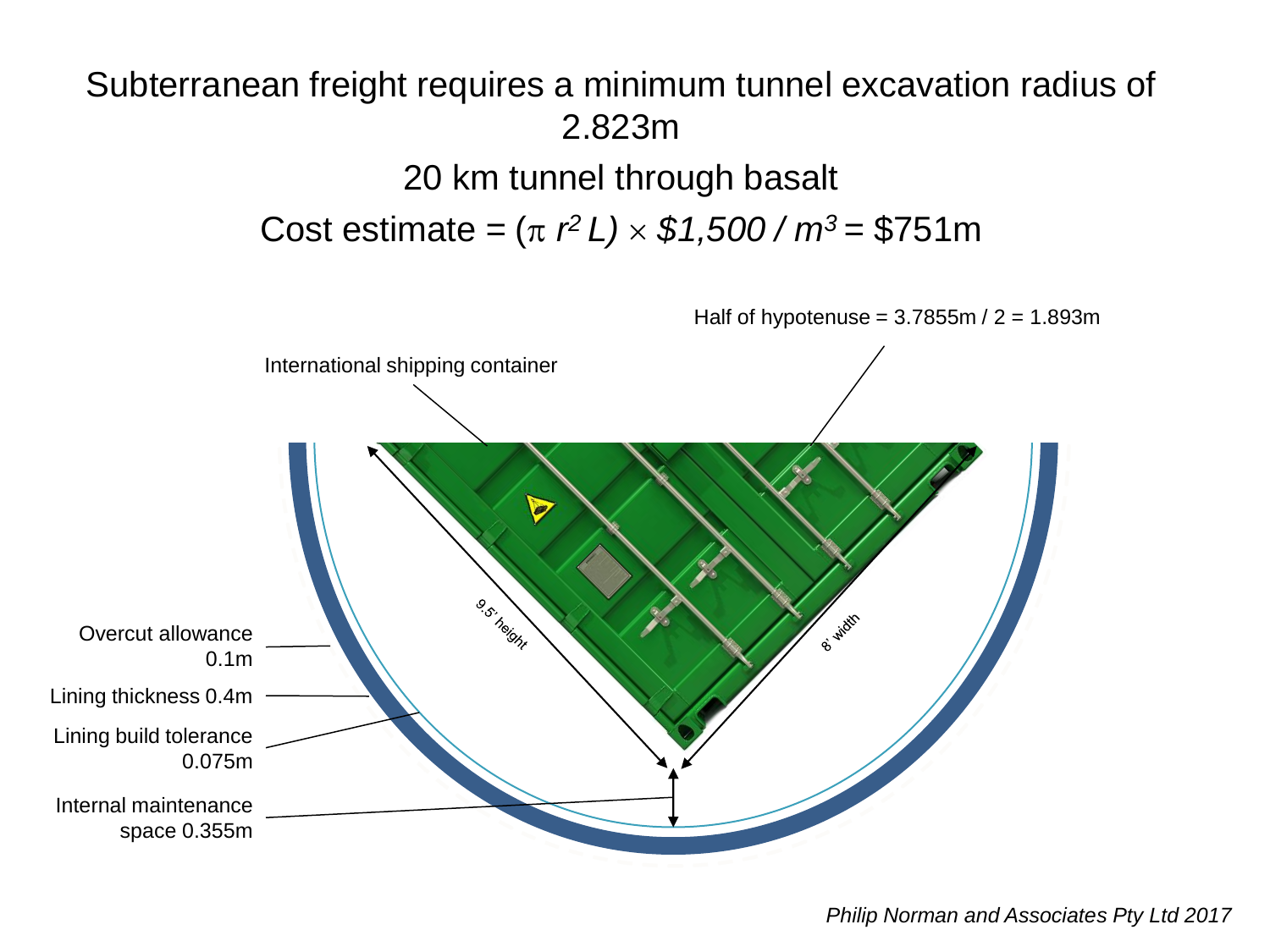# Subterranean freight requires a minimum tunnel excavation radius of 2.823m

## 20 km tunnel through basalt

## Cost estimate = $(\pi\, r^2 L) \times \$1{,}500 / m^3$ = \$751m

Half of hypotenuse = 3.7855m / 2 = 1.893m

International shipping container

9.5' height

8' width

Overcut allowance 0.1m

Lining thickness 0.4m

Lining build tolerance 0.075m

Internal maintenance space 0.355m

*Philip Norman and Associates Pty Ltd 2017*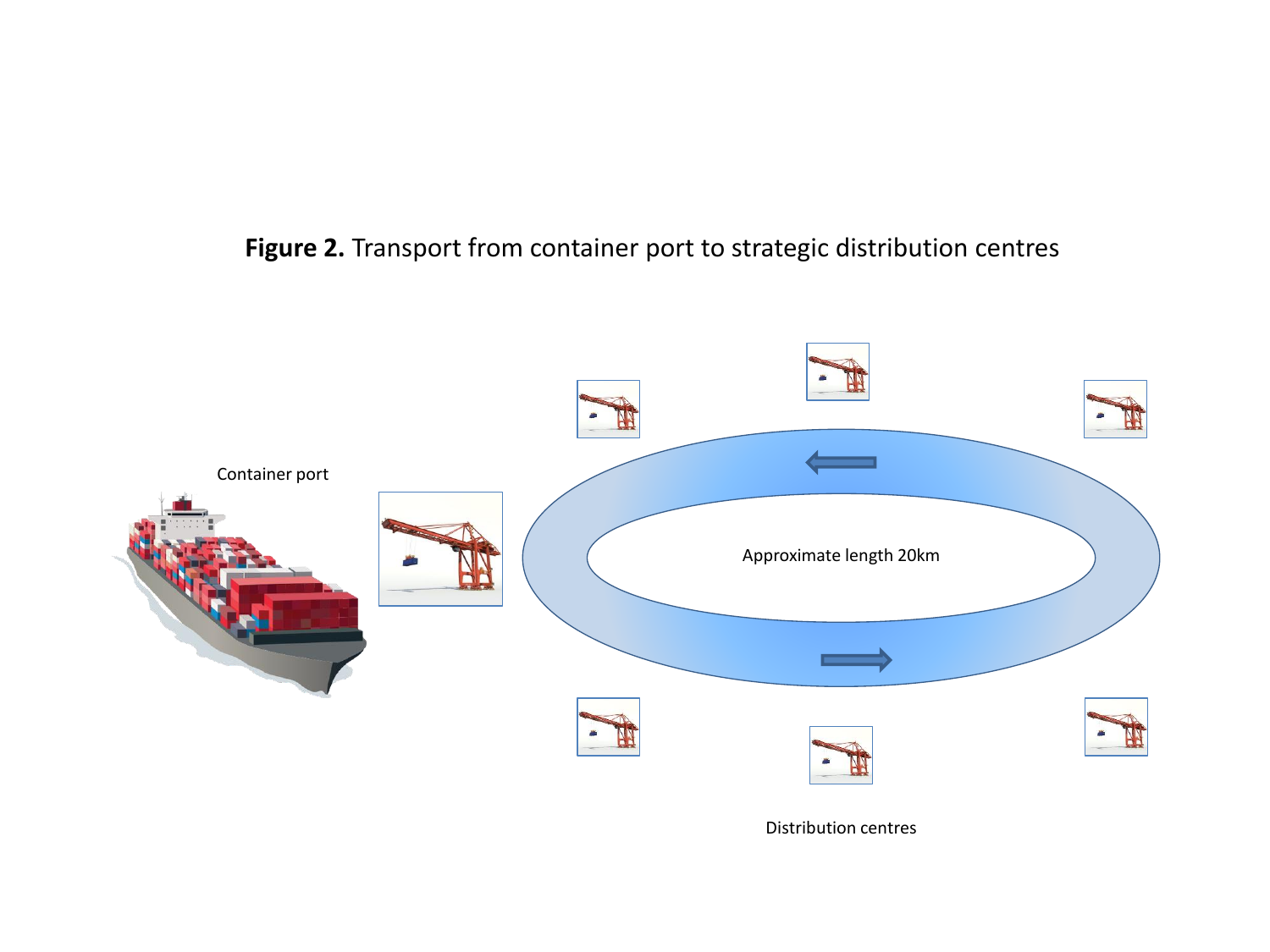**Figure 2.** Transport from container port to strategic distribution centres

Container port

Approximate length 20km

Distribution centres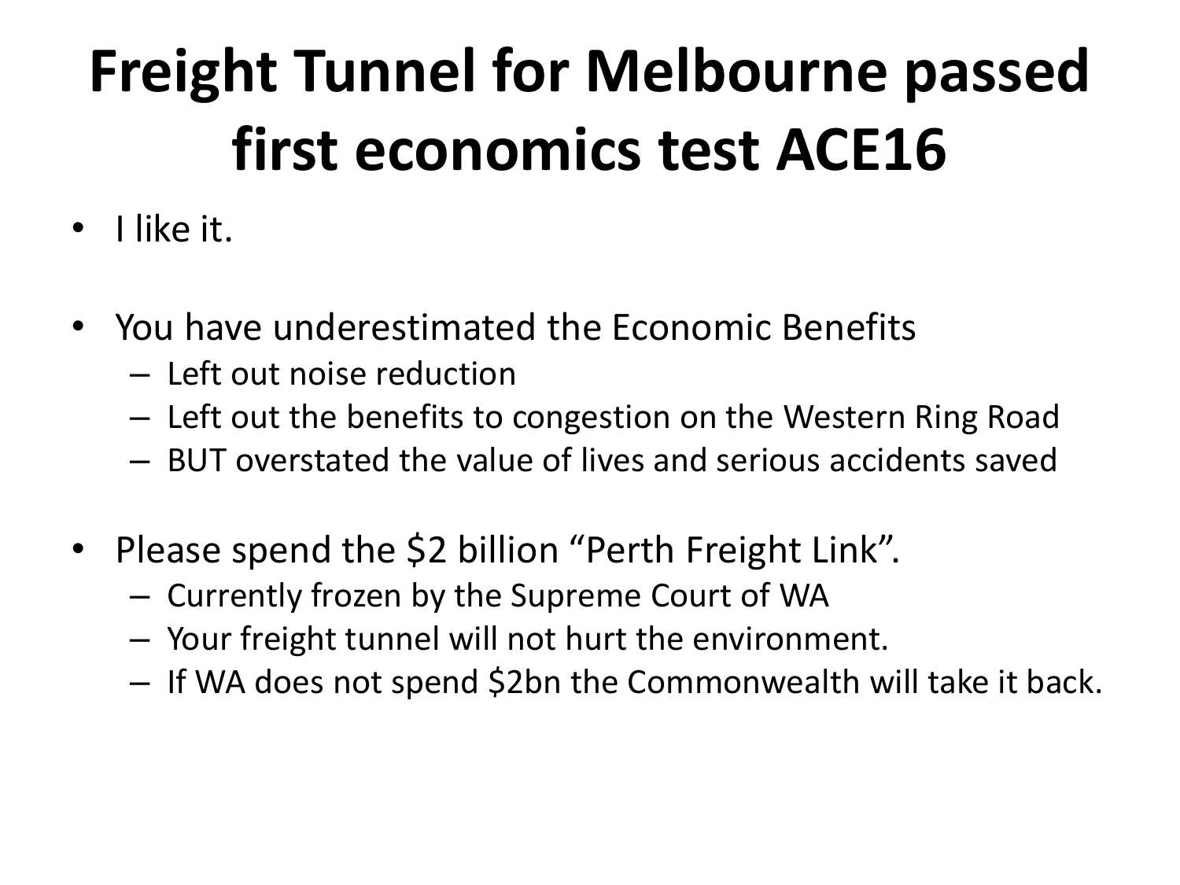# Freight Tunnel for Melbourne passed first economics test ACE16

- I like it.

- You have underestimated the Economic Benefits
  - Left out noise reduction
  - Left out the benefits to congestion on the Western Ring Road
  - BUT overstated the value of lives and serious accidents saved

- Please spend the $2 billion "Perth Freight Link".
  - Currently frozen by the Supreme Court of WA
  - Your freight tunnel will not hurt the environment.
  - If WA does not spend $2bn the Commonwealth will take it back.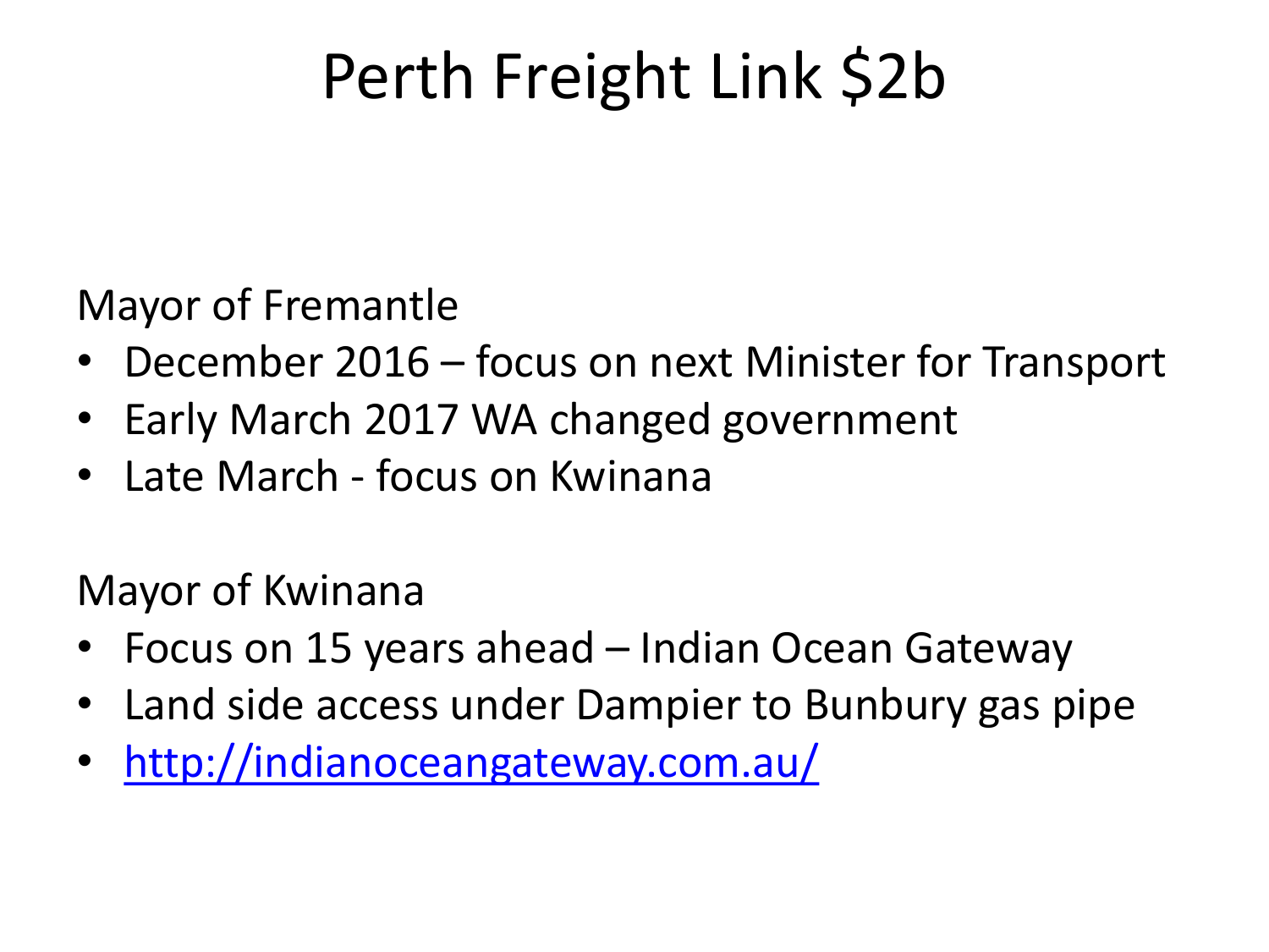# Perth Freight Link $2b

Mayor of Fremantle

- December 2016 – focus on next Minister for Transport
- Early March 2017 WA changed government
- Late March - focus on Kwinana

Mayor of Kwinana

- Focus on 15 years ahead – Indian Ocean Gateway
- Land side access under Dampier to Bunbury gas pipe
- [http://indianoceangateway.com.au/](http://indianoceangateway.com.au/)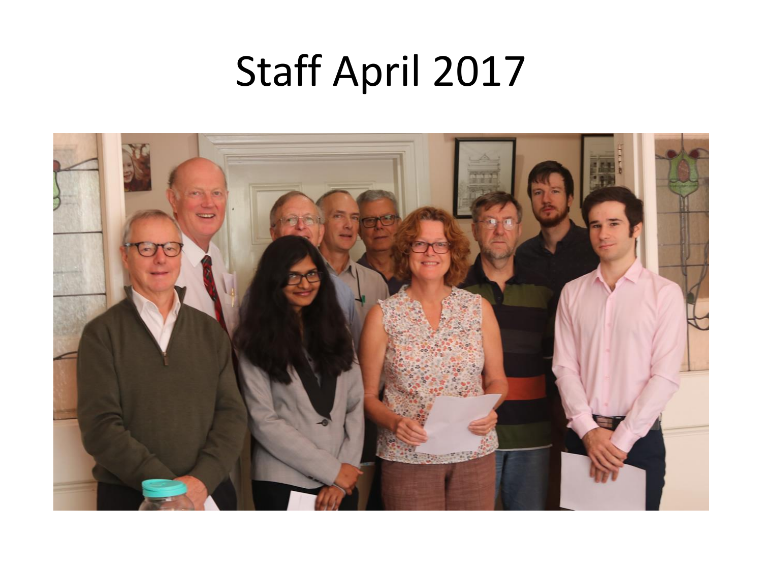# Staff April 2017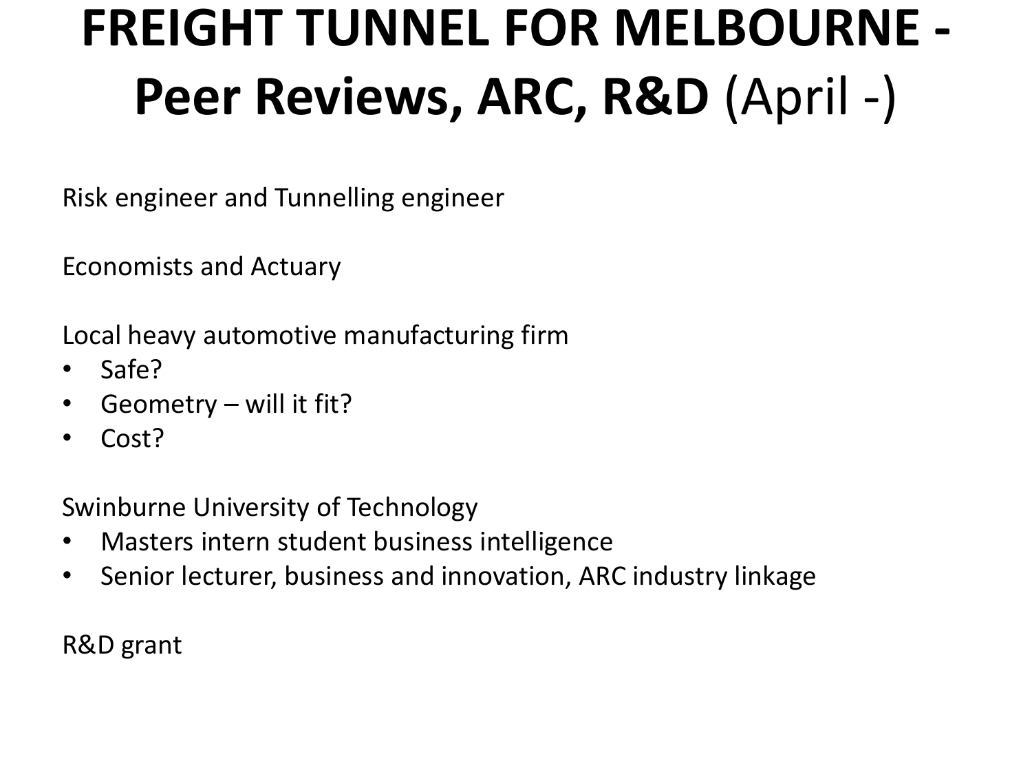# FREIGHT TUNNEL FOR MELBOURNE - Peer Reviews, ARC, R&D (April -)

Risk engineer and Tunnelling engineer

Economists and Actuary

Local heavy automotive manufacturing firm

- Safe?
- Geometry – will it fit?
- Cost?

Swinburne University of Technology

- Masters intern student business intelligence
- Senior lecturer, business and innovation, ARC industry linkage

R&D grant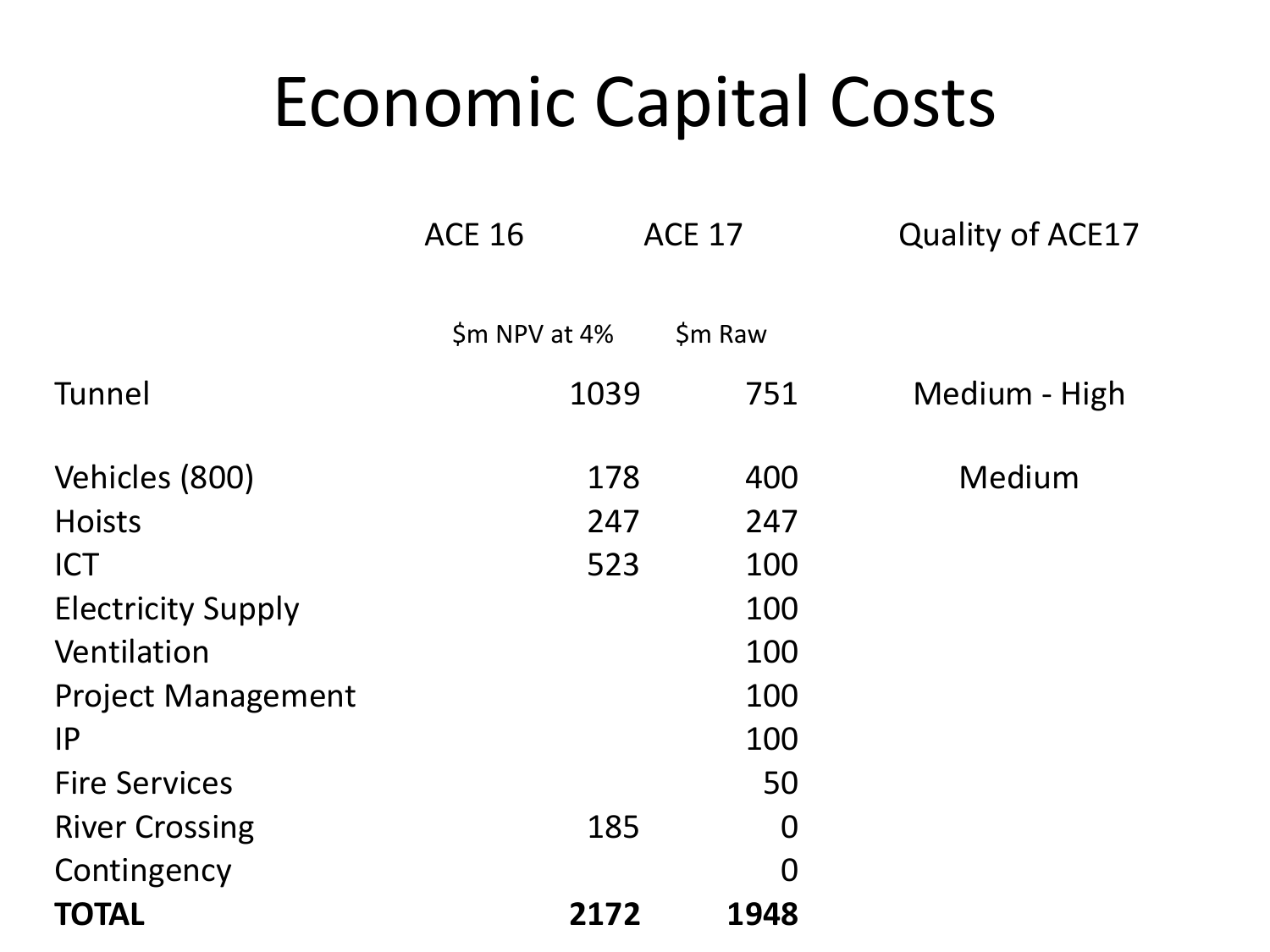# Economic Capital Costs

| | ACE 16 | ACE 17 | Quality of ACE17 |
|---|---|---|---|
| | $m NPV at 4% | $m Raw | |
| Tunnel | 1039 | 751 | Medium - High |
| Vehicles (800) | 178 | 400 | Medium |
| Hoists | 247 | 247 | |
| ICT | 523 | 100 | |
| Electricity Supply | | 100 | |
| Ventilation | | 100 | |
| Project Management | | 100 | |
| IP | | 100 | |
| Fire Services | | 50 | |
| River Crossing | 185 | 0 | |
| Contingency | | 0 | |
| **TOTAL** | **2172** | **1948** | |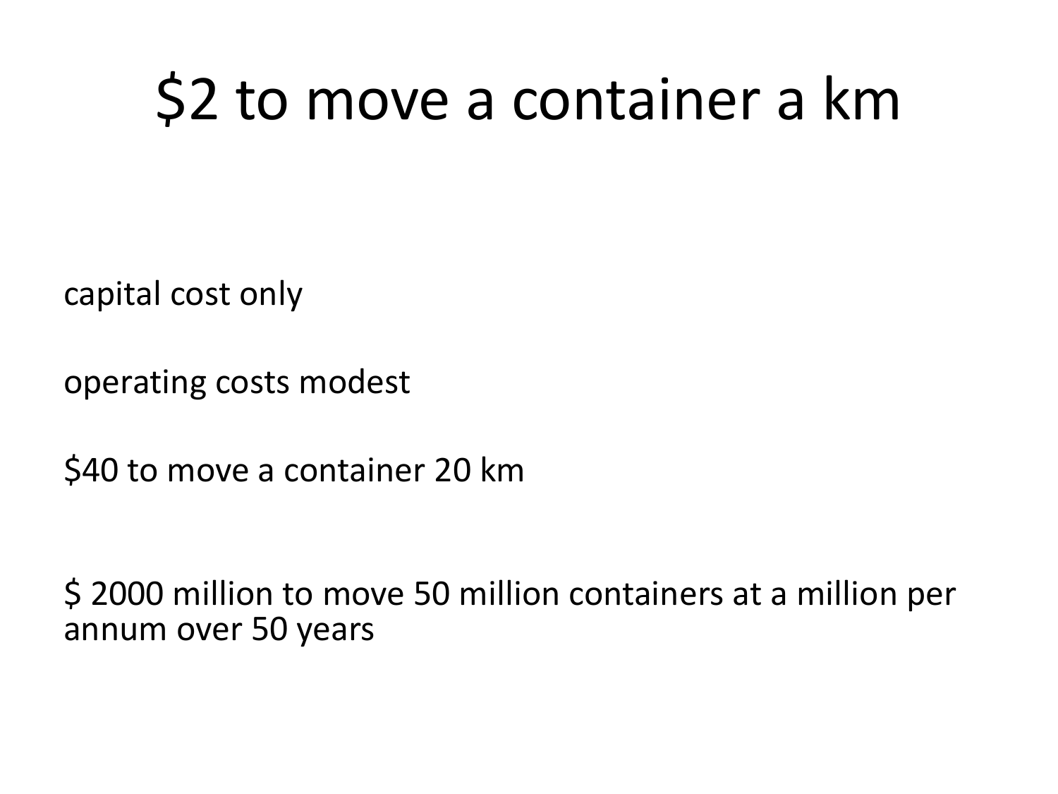# $2 to move a container a km

capital cost only

operating costs modest

$40 to move a container 20 km

$ 2000 million to move 50 million containers at a million per annum over 50 years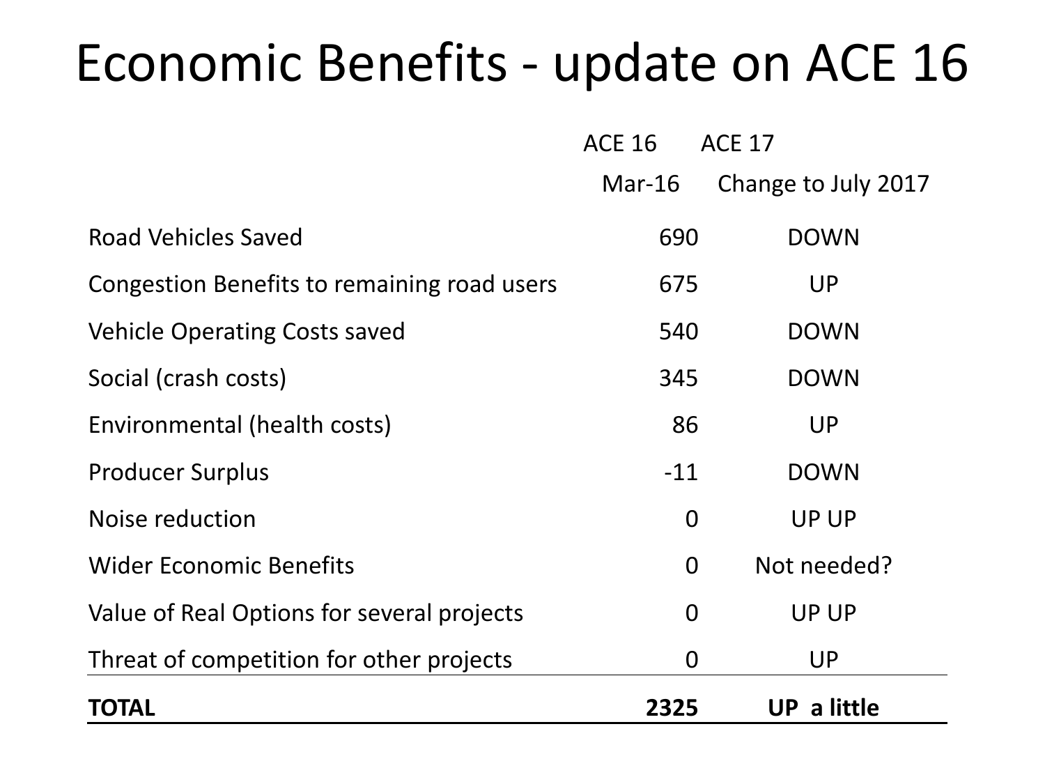# Economic Benefits - update on ACE 16

| | ACE 16<br>Mar-16 | ACE 17<br>Change to July 2017 |
|---|---|---|
| Road Vehicles Saved | 690 | DOWN |
| Congestion Benefits to remaining road users | 675 | UP |
| Vehicle Operating Costs saved | 540 | DOWN |
| Social (crash costs) | 345 | DOWN |
| Environmental (health costs) | 86 | UP |
| Producer Surplus | -11 | DOWN |
| Noise reduction | 0 | UP UP |
| Wider Economic Benefits | 0 | Not needed? |
| Value of Real Options for several projects | 0 | UP UP |
| Threat of competition for other projects | 0 | UP |
| **TOTAL** | **2325** | **UP a little** |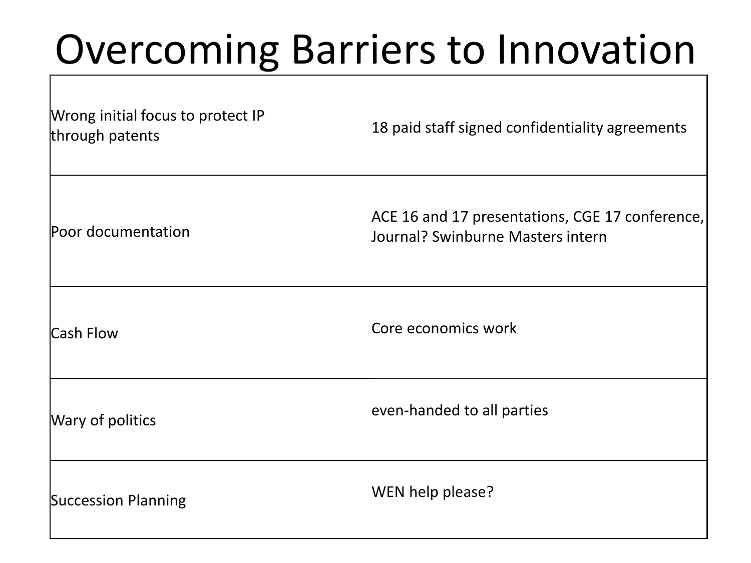# Overcoming Barriers to Innovation

| | |
|---|---|
| Wrong initial focus to protect IP through patents | 18 paid staff signed confidentiality agreements |
| Poor documentation | ACE 16 and 17 presentations, CGE 17 conference, Journal? Swinburne Masters intern |
| Cash Flow | Core economics work |
| Wary of politics | even-handed to all parties |
| Succession Planning | WEN help please? |